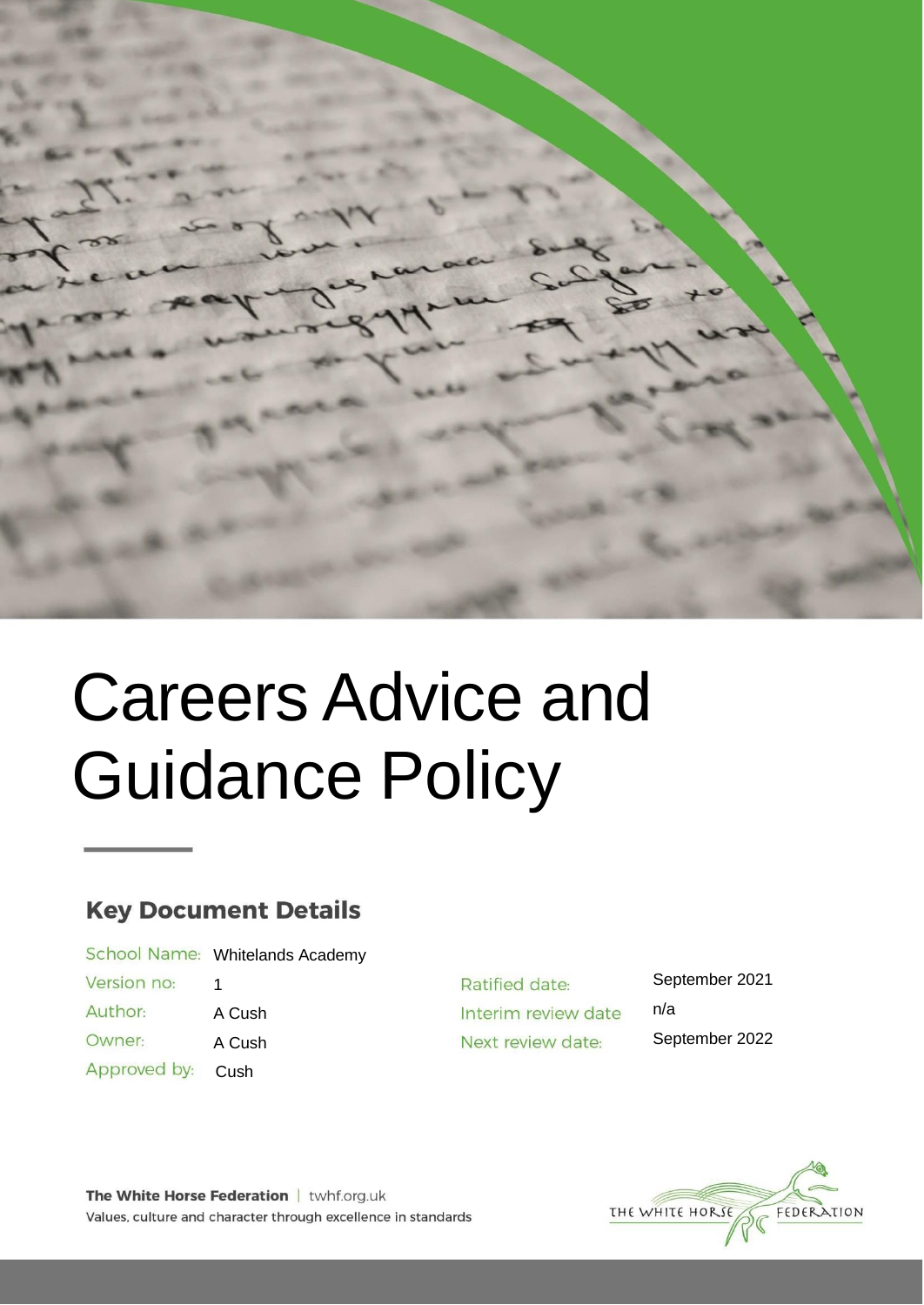# Careers Advice and Guidance Policy

## Key Document Details

| | | | |
|---|---|---|---|
| School Name: | Whitelands Academy | | |
| Version no: | 1 | Ratified date: | September 2021 |
| Author: | A Cush | Interim review date | n/a |
| Owner: | A Cush | Next review date: | September 2022 |
| Approved by: | Cush | | |

**The White Horse Federation** | twhf.org.uk

Values, culture and character through excellence in standards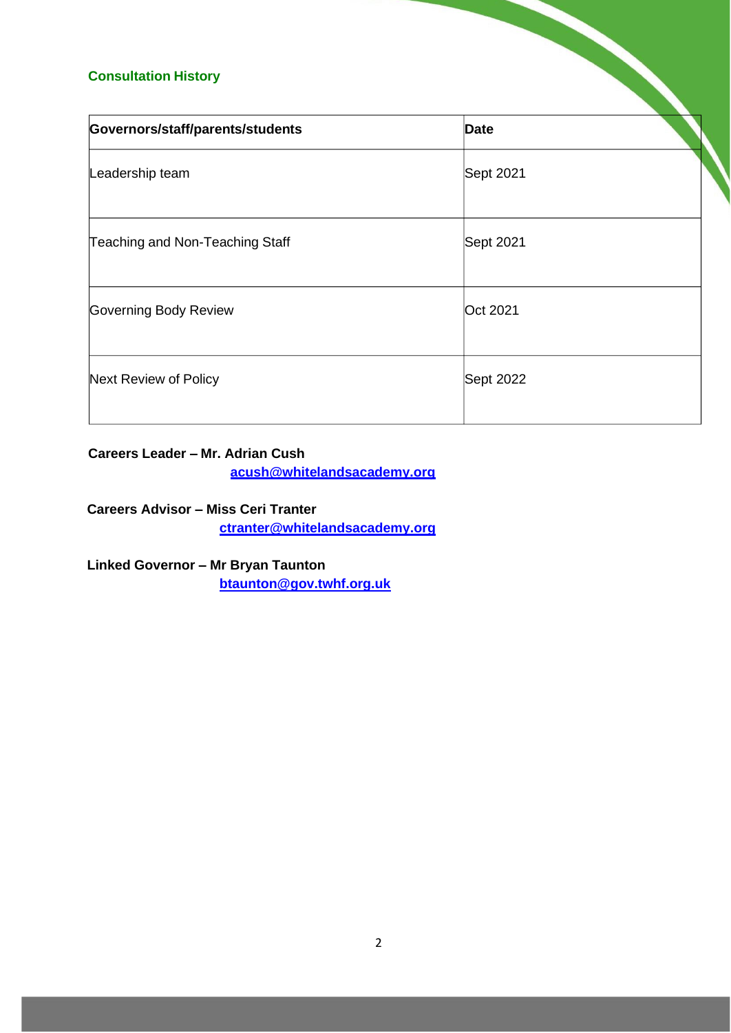## Consultation History

| Governors/staff/parents/students | Date |
|---|---|
| Leadership team | Sept 2021 |
| Teaching and Non-Teaching Staff | Sept 2021 |
| Governing Body Review | Oct 2021 |
| Next Review of Policy | Sept 2022 |

**Careers Leader – Mr. Adrian Cush**
**acush@whitelandsacademy.org**

**Careers Advisor – Miss Ceri Tranter**
**ctranter@whitelandsacademy.org**

**Linked Governor – Mr Bryan Taunton**
**btaunton@gov.twhf.org.uk**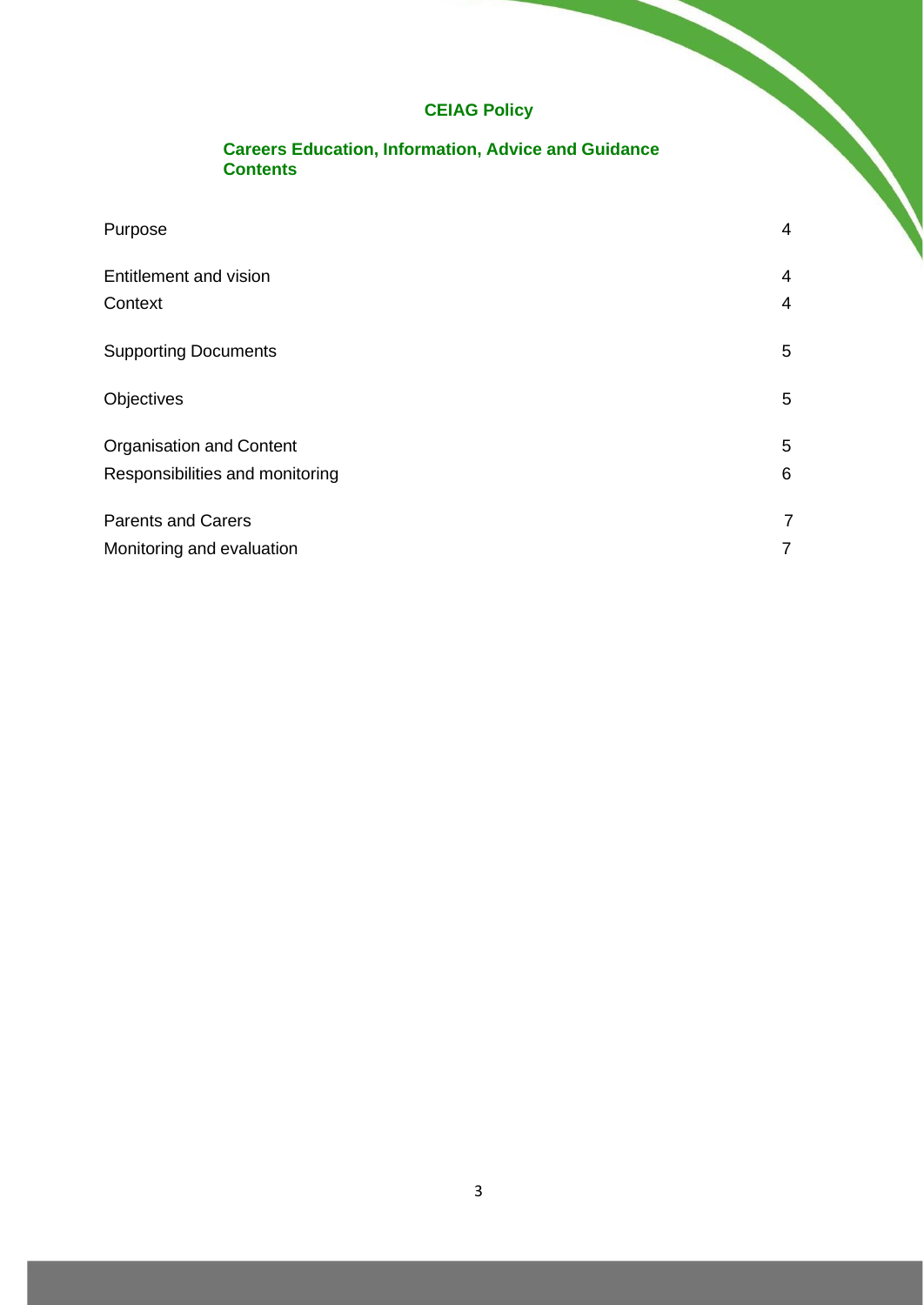# CEIAG Policy

## Careers Education, Information, Advice and Guidance
## Contents

| | |
|---|---|
| Purpose | 4 |
| Entitlement and vision | 4 |
| Context | 4 |
| Supporting Documents | 5 |
| Objectives | 5 |
| Organisation and Content | 5 |
| Responsibilities and monitoring | 6 |
| Parents and Carers | 7 |
| Monitoring and evaluation | 7 |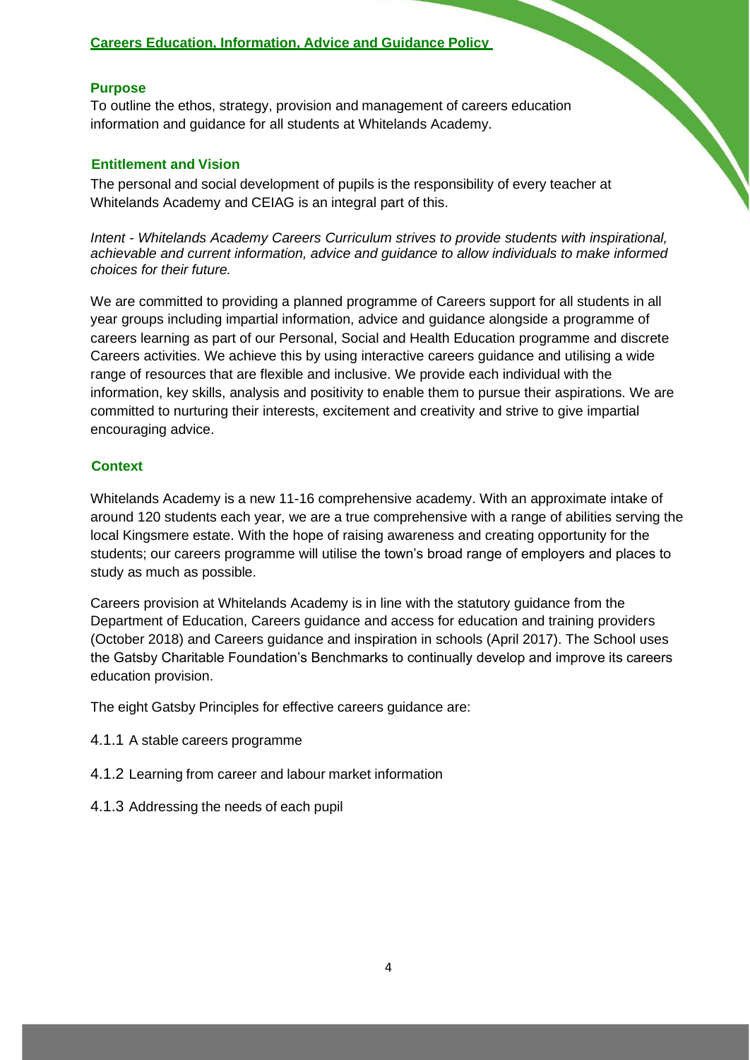## Careers Education, Information, Advice and Guidance Policy

### Purpose

To outline the ethos, strategy, provision and management of careers education information and guidance for all students at Whitelands Academy.

### Entitlement and Vision

The personal and social development of pupils is the responsibility of every teacher at Whitelands Academy and CEIAG is an integral part of this.

*Intent - Whitelands Academy Careers Curriculum strives to provide students with inspirational, achievable and current information, advice and guidance to allow individuals to make informed choices for their future.*

We are committed to providing a planned programme of Careers support for all students in all year groups including impartial information, advice and guidance alongside a programme of careers learning as part of our Personal, Social and Health Education programme and discrete Careers activities. We achieve this by using interactive careers guidance and utilising a wide range of resources that are flexible and inclusive. We provide each individual with the information, key skills, analysis and positivity to enable them to pursue their aspirations. We are committed to nurturing their interests, excitement and creativity and strive to give impartial encouraging advice.

### Context

Whitelands Academy is a new 11-16 comprehensive academy. With an approximate intake of around 120 students each year, we are a true comprehensive with a range of abilities serving the local Kingsmere estate. With the hope of raising awareness and creating opportunity for the students; our careers programme will utilise the town's broad range of employers and places to study as much as possible.

Careers provision at Whitelands Academy is in line with the statutory guidance from the Department of Education, Careers guidance and access for education and training providers (October 2018) and Careers guidance and inspiration in schools (April 2017). The School uses the Gatsby Charitable Foundation's Benchmarks to continually develop and improve its careers education provision.

The eight Gatsby Principles for effective careers guidance are:

4.1.1 A stable careers programme

4.1.2 Learning from career and labour market information

4.1.3 Addressing the needs of each pupil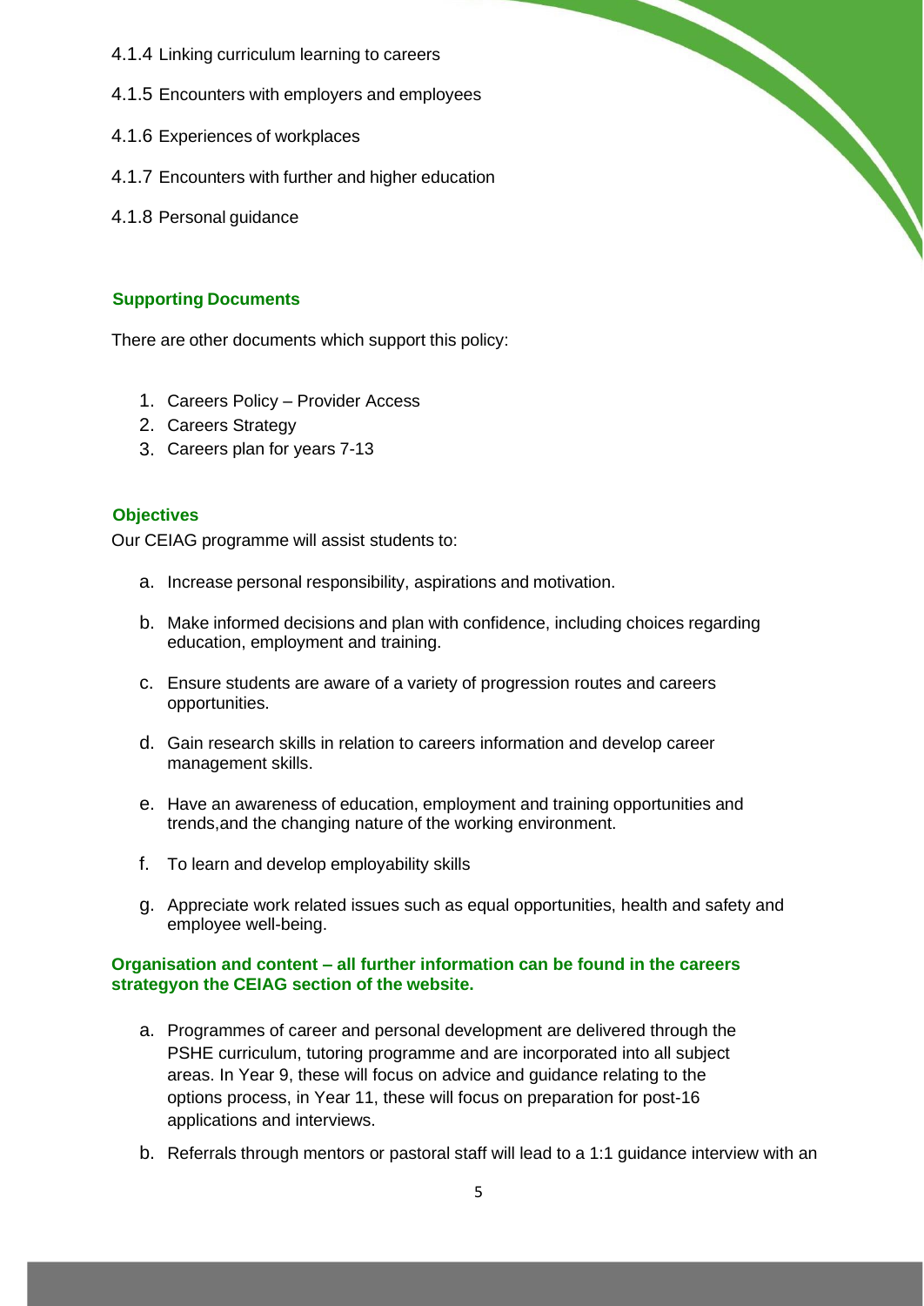4.1.4 Linking curriculum learning to careers

4.1.5 Encounters with employers and employees

4.1.6 Experiences of workplaces

4.1.7 Encounters with further and higher education

4.1.8 Personal guidance

## Supporting Documents

There are other documents which support this policy:

1. Careers Policy – Provider Access
2. Careers Strategy
3. Careers plan for years 7-13

## Objectives

Our CEIAG programme will assist students to:

a. Increase personal responsibility, aspirations and motivation.

b. Make informed decisions and plan with confidence, including choices regarding education, employment and training.

c. Ensure students are aware of a variety of progression routes and careers opportunities.

d. Gain research skills in relation to careers information and develop career management skills.

e. Have an awareness of education, employment and training opportunities and trends,and the changing nature of the working environment.

f. To learn and develop employability skills

g. Appreciate work related issues such as equal opportunities, health and safety and employee well-being.

## Organisation and content – all further information can be found in the careers strategyon the CEIAG section of the website.

a. Programmes of career and personal development are delivered through the PSHE curriculum, tutoring programme and are incorporated into all subject areas. In Year 9, these will focus on advice and guidance relating to the options process, in Year 11, these will focus on preparation for post-16 applications and interviews.

b. Referrals through mentors or pastoral staff will lead to a 1:1 guidance interview with an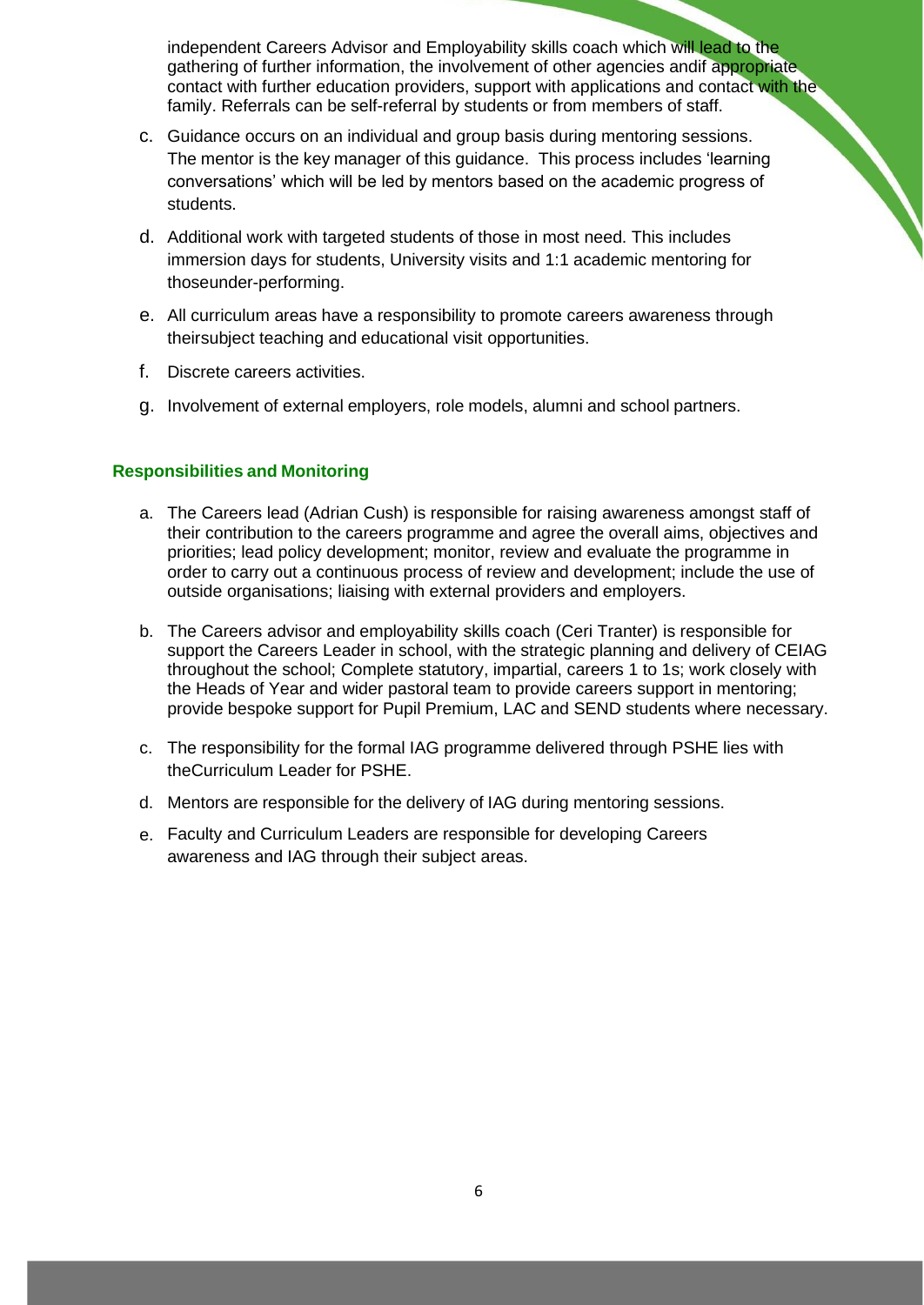independent Careers Advisor and Employability skills coach which will lead to the gathering of further information, the involvement of other agencies andif appropriate contact with further education providers, support with applications and contact with the family. Referrals can be self-referral by students or from members of staff.

c. Guidance occurs on an individual and group basis during mentoring sessions. The mentor is the key manager of this guidance. This process includes 'learning conversations' which will be led by mentors based on the academic progress of students.

d. Additional work with targeted students of those in most need. This includes immersion days for students, University visits and 1:1 academic mentoring for thoseunder-performing.

e. All curriculum areas have a responsibility to promote careers awareness through theirsubject teaching and educational visit opportunities.

f. Discrete careers activities.

g. Involvement of external employers, role models, alumni and school partners.

### Responsibilities and Monitoring

a. The Careers lead (Adrian Cush) is responsible for raising awareness amongst staff of their contribution to the careers programme and agree the overall aims, objectives and priorities; lead policy development; monitor, review and evaluate the programme in order to carry out a continuous process of review and development; include the use of outside organisations; liaising with external providers and employers.

b. The Careers advisor and employability skills coach (Ceri Tranter) is responsible for support the Careers Leader in school, with the strategic planning and delivery of CEIAG throughout the school; Complete statutory, impartial, careers 1 to 1s; work closely with the Heads of Year and wider pastoral team to provide careers support in mentoring; provide bespoke support for Pupil Premium, LAC and SEND students where necessary.

c. The responsibility for the formal IAG programme delivered through PSHE lies with theCurriculum Leader for PSHE.

d. Mentors are responsible for the delivery of IAG during mentoring sessions.

e. Faculty and Curriculum Leaders are responsible for developing Careers awareness and IAG through their subject areas.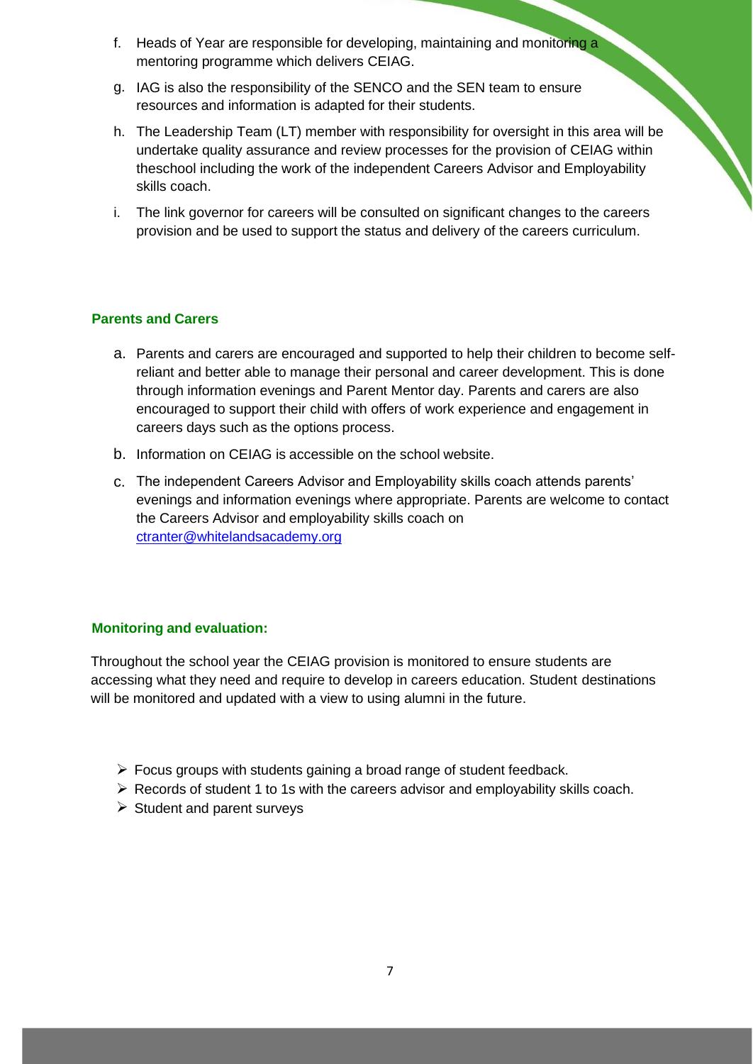f. Heads of Year are responsible for developing, maintaining and monitoring a mentoring programme which delivers CEIAG.

g. IAG is also the responsibility of the SENCO and the SEN team to ensure resources and information is adapted for their students.

h. The Leadership Team (LT) member with responsibility for oversight in this area will be undertake quality assurance and review processes for the provision of CEIAG within theschool including the work of the independent Careers Advisor and Employability skills coach.

i. The link governor for careers will be consulted on significant changes to the careers provision and be used to support the status and delivery of the careers curriculum.

### Parents and Carers

a. Parents and carers are encouraged and supported to help their children to become self-reliant and better able to manage their personal and career development. This is done through information evenings and Parent Mentor day. Parents and carers are also encouraged to support their child with offers of work experience and engagement in careers days such as the options process.

b. Information on CEIAG is accessible on the school website.

c. The independent Careers Advisor and Employability skills coach attends parents' evenings and information evenings where appropriate. Parents are welcome to contact the Careers Advisor and employability skills coach on ctranter@whitelandsacademy.org

### Monitoring and evaluation:

Throughout the school year the CEIAG provision is monitored to ensure students are accessing what they need and require to develop in careers education. Student destinations will be monitored and updated with a view to using alumni in the future.

- Focus groups with students gaining a broad range of student feedback.
- Records of student 1 to 1s with the careers advisor and employability skills coach.
- Student and parent surveys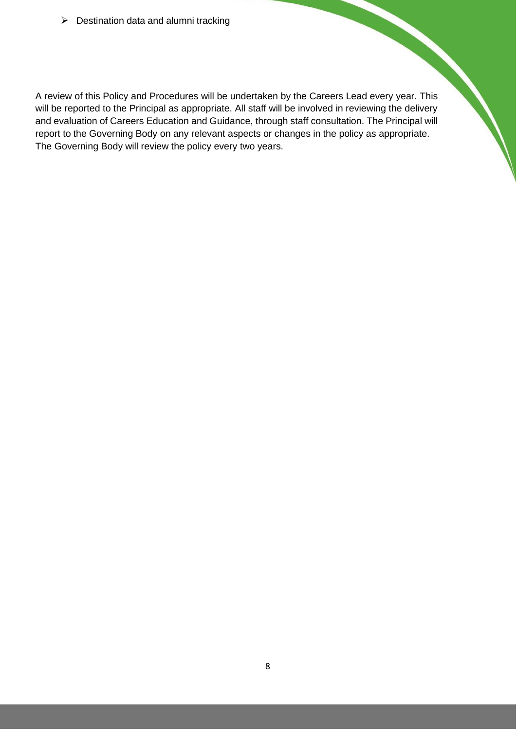- Destination data and alumni tracking

A review of this Policy and Procedures will be undertaken by the Careers Lead every year. This will be reported to the Principal as appropriate. All staff will be involved in reviewing the delivery and evaluation of Careers Education and Guidance, through staff consultation. The Principal will report to the Governing Body on any relevant aspects or changes in the policy as appropriate. The Governing Body will review the policy every two years.